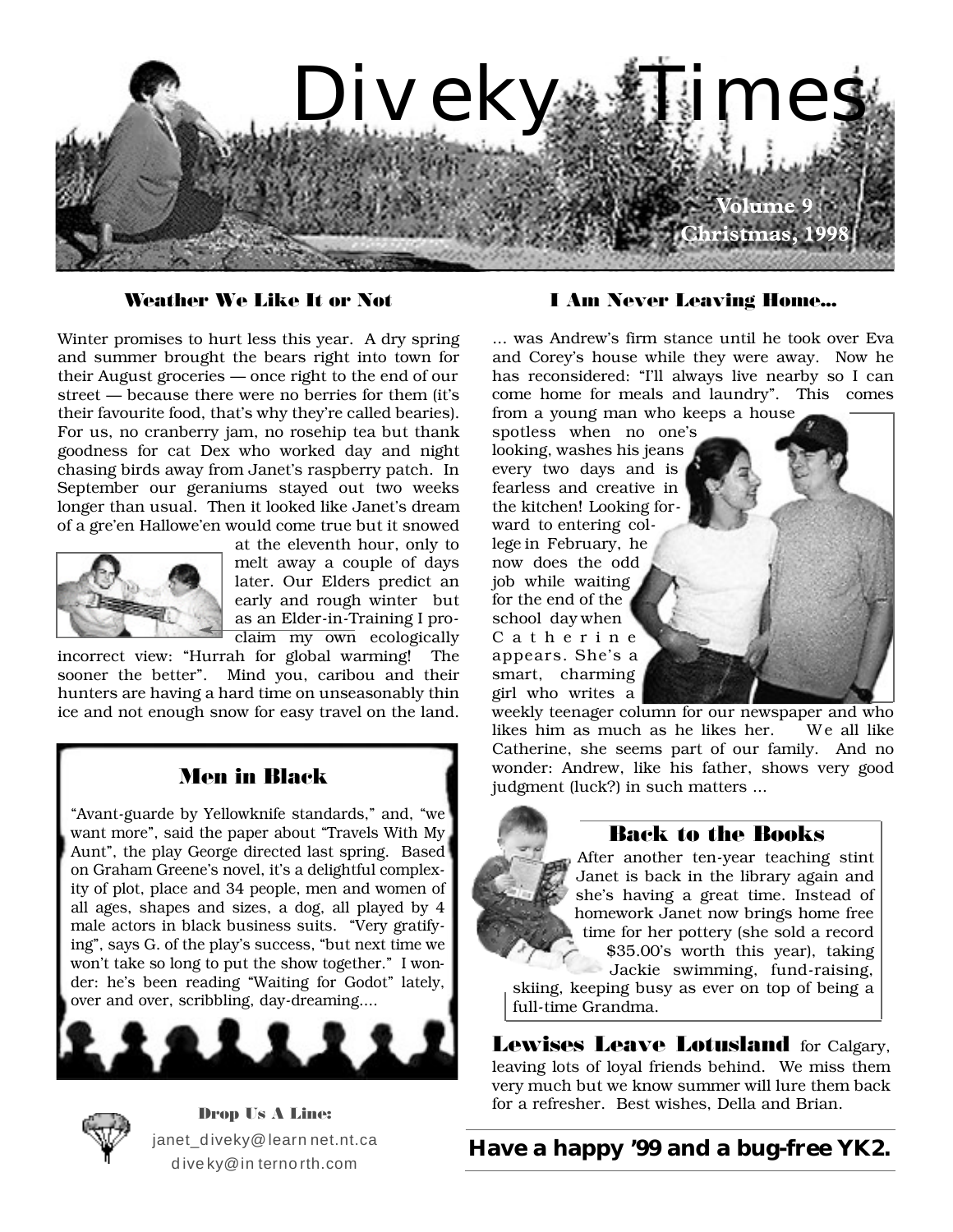# Diveky Times

Volume 9
Christmas, 1998

## Weather We Like It or Not

Winter promises to hurt less this year. A dry spring and summer brought the bears right into town for their August groceries — once right to the end of our street — because there were no berries for them (it's their favourite food, that's why they're called bearies). For us, no cranberry jam, no rosehip tea but thank goodness for cat Dex who worked day and night chasing birds away from Janet's raspberry patch. In September our geraniums stayed out two weeks longer than usual. Then it looked like Janet's dream of a gre'en Hallowe'en would come true but it snowed at the eleventh hour, only to melt away a couple of days later. Our Elders predict an early and rough winter but as an Elder-in-Training I proclaim my own ecologically incorrect view: "Hurrah for global warming! The sooner the better". Mind you, caribou and their hunters are having a hard time on unseasonably thin ice and not enough snow for easy travel on the land.

## Men in Black

"Avant-guarde by Yellowknife standards," and, "we want more", said the paper about "Travels With My Aunt", the play George directed last spring. Based on Graham Greene's novel, it's a delightful complexity of plot, place and 34 people, men and women of all ages, shapes and sizes, a dog, all played by 4 male actors in black business suits. "Very gratifying", says G. of the play's success, "but next time we won't take so long to put the show together." I wonder: he's been reading "Waiting for Godot" lately, over and over, scribbling, day-dreaming....

## I Am Never Leaving Home...

... was Andrew's firm stance until he took over Eva and Corey's house while they were away. Now he has reconsidered: "I'll always live nearby so I can come home for meals and laundry". This comes from a young man who keeps a house spotless when no one's looking, washes his jeans every two days and is fearless and creative in the kitchen! Looking forward to entering college in February, he now does the odd job while waiting for the end of the school day when Catherine appears. She's a smart, charming girl who writes a weekly teenager column for our newspaper and who likes him as much as he likes her. We all like Catherine, she seems part of our family. And no wonder: Andrew, like his father, shows very good judgment (luck?) in such matters ...

## Back to the Books

After another ten-year teaching stint Janet is back in the library again and she's having a great time. Instead of homework Janet now brings home free time for her pottery (she sold a record $35.00's worth this year), taking Jackie swimming, fund-raising, skiing, keeping busy as ever on top of being a full-time Grandma.

**Lewises Leave Lotusland** for Calgary, leaving lots of loyal friends behind. We miss them very much but we know summer will lure them back for a refresher. Best wishes, Della and Brian.

**Drop Us A Line:**
janet_diveky@learnnet.nt.ca
diveky@internorth.com

**Have a happy '99 and a bug-free YK2.**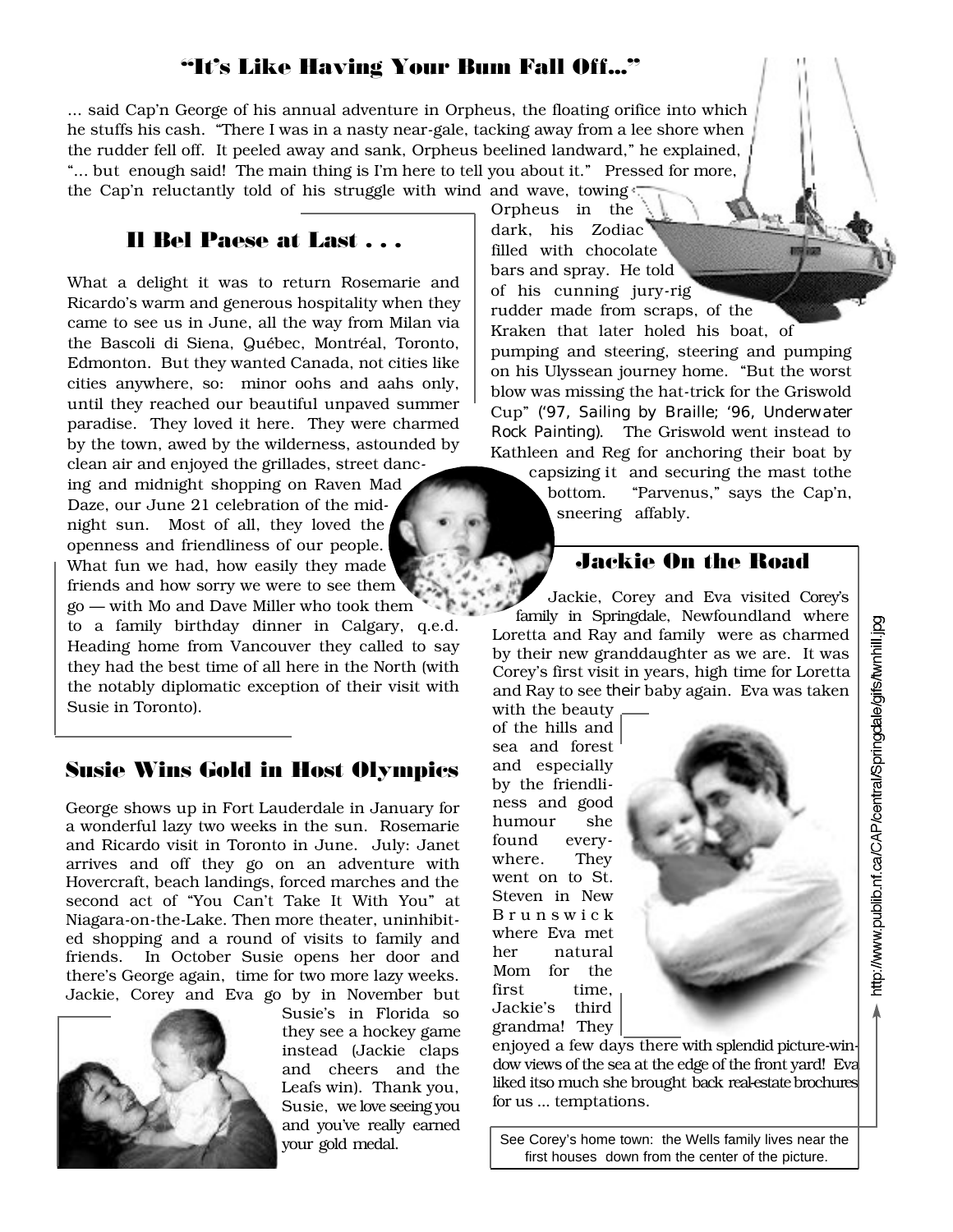## "It's Like Having Your Bum Fall Off..."

... said Cap'n George of his annual adventure in Orpheus, the floating orifice into which he stuffs his cash. "There I was in a nasty near-gale, tacking away from a lee shore when the rudder fell off. It peeled away and sank, Orpheus beelined landward," he explained, "... but enough said! The main thing is I'm here to tell you about it." Pressed for more, the Cap'n reluctantly told of his struggle with wind and wave, towing Orpheus in the dark, his Zodiac filled with chocolate bars and spray. He told of his cunning jury-rig rudder made from scraps, of the Kraken that later holed his boat, of pumping and steering, steering and pumping on his Ulyssean journey home. "But the worst blow was missing the hat-trick for the Griswold Cup" ('97, Sailing by Braille; '96, Underwater Rock Painting). The Griswold went instead to Kathleen and Reg for anchoring their boat by capsizing it and securing the mast tothe bottom. "Parvenus," says the Cap'n, sneering affably.

## Il Bel Paese at Last . . .

What a delight it was to return Rosemarie and Ricardo's warm and generous hospitality when they came to see us in June, all the way from Milan via the Bascoli di Siena, Québec, Montréal, Toronto, Edmonton. But they wanted Canada, not cities like cities anywhere, so: minor oohs and aahs only, until they reached our beautiful unpaved summer paradise. They loved it here. They were charmed by the town, awed by the wilderness, astounded by clean air and enjoyed the grillades, street dancing and midnight shopping on Raven Mad Daze, our June 21 celebration of the midnight sun. Most of all, they loved the openness and friendliness of our people. What fun we had, how easily they made friends and how sorry we were to see them go — with Mo and Dave Miller who took them to a family birthday dinner in Calgary, q.e.d. Heading home from Vancouver they called to say they had the best time of all here in the North (with the notably diplomatic exception of their visit with Susie in Toronto).

## Jackie On the Road

Jackie, Corey and Eva visited Corey's family in Springdale, Newfoundland where Loretta and Ray and family were as charmed by their new granddaughter as we are. It was Corey's first visit in years, high time for Loretta and Ray to see their baby again. Eva was taken with the beauty of the hills and sea and forest and especially by the friendliness and good humour she found everywhere. They went on to St. Steven in New Brunswick where Eva met her natural Mom for the first time, Jackie's third grandma! They enjoyed a few days there with splendid picture-window views of the sea at the edge of the front yard! Eva liked itso much she brought back real-estate brochures for us ... temptations.

See Corey's home town: the Wells family lives near the first houses down from the center of the picture.

http://www.publib.nf.ca/CAP/central/Springdale/gifs/twnhill.jpg

## Susie Wins Gold in Host Olympics

George shows up in Fort Lauderdale in January for a wonderful lazy two weeks in the sun. Rosemarie and Ricardo visit in Toronto in June. July: Janet arrives and off they go on an adventure with Hovercraft, beach landings, forced marches and the second act of "You Can't Take It With You" at Niagara-on-the-Lake. Then more theater, uninhibited shopping and a round of visits to family and friends. In October Susie opens her door and there's George again, time for two more lazy weeks. Jackie, Corey and Eva go by in November but Susie's in Florida so they see a hockey game instead (Jackie claps and cheers and the Leafs win). Thank you, Susie, we love seeing you and you've really earned your gold medal.